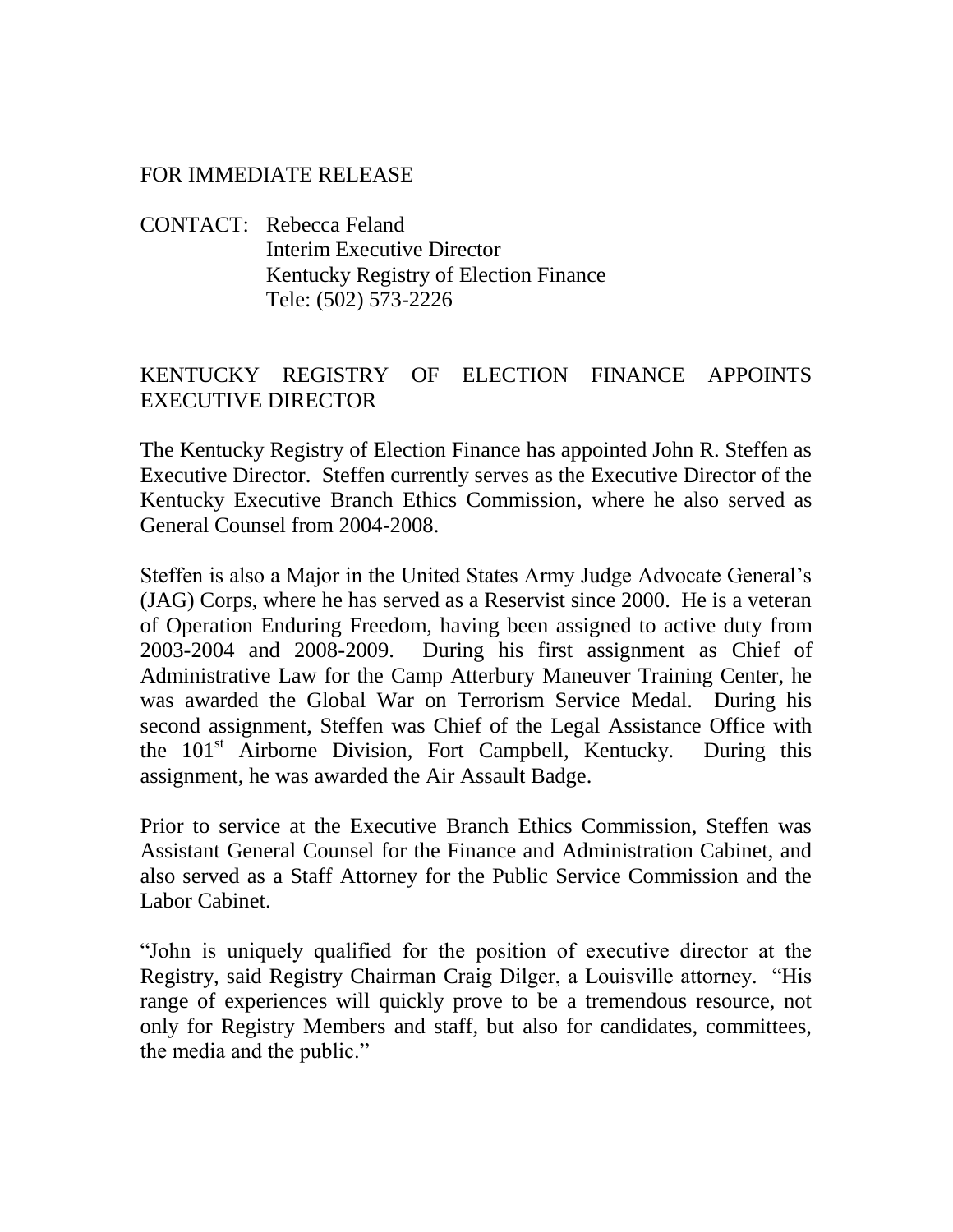FOR IMMEDIATE RELEASE

CONTACT: Rebecca Feland
Interim Executive Director
Kentucky Registry of Election Finance
Tele: (502) 573-2226

## KENTUCKY REGISTRY OF ELECTION FINANCE APPOINTS EXECUTIVE DIRECTOR

The Kentucky Registry of Election Finance has appointed John R. Steffen as Executive Director. Steffen currently serves as the Executive Director of the Kentucky Executive Branch Ethics Commission, where he also served as General Counsel from 2004-2008.

Steffen is also a Major in the United States Army Judge Advocate General's (JAG) Corps, where he has served as a Reservist since 2000. He is a veteran of Operation Enduring Freedom, having been assigned to active duty from 2003-2004 and 2008-2009. During his first assignment as Chief of Administrative Law for the Camp Atterbury Maneuver Training Center, he was awarded the Global War on Terrorism Service Medal. During his second assignment, Steffen was Chief of the Legal Assistance Office with the 101st Airborne Division, Fort Campbell, Kentucky. During this assignment, he was awarded the Air Assault Badge.

Prior to service at the Executive Branch Ethics Commission, Steffen was Assistant General Counsel for the Finance and Administration Cabinet, and also served as a Staff Attorney for the Public Service Commission and the Labor Cabinet.

"John is uniquely qualified for the position of executive director at the Registry, said Registry Chairman Craig Dilger, a Louisville attorney. "His range of experiences will quickly prove to be a tremendous resource, not only for Registry Members and staff, but also for candidates, committees, the media and the public."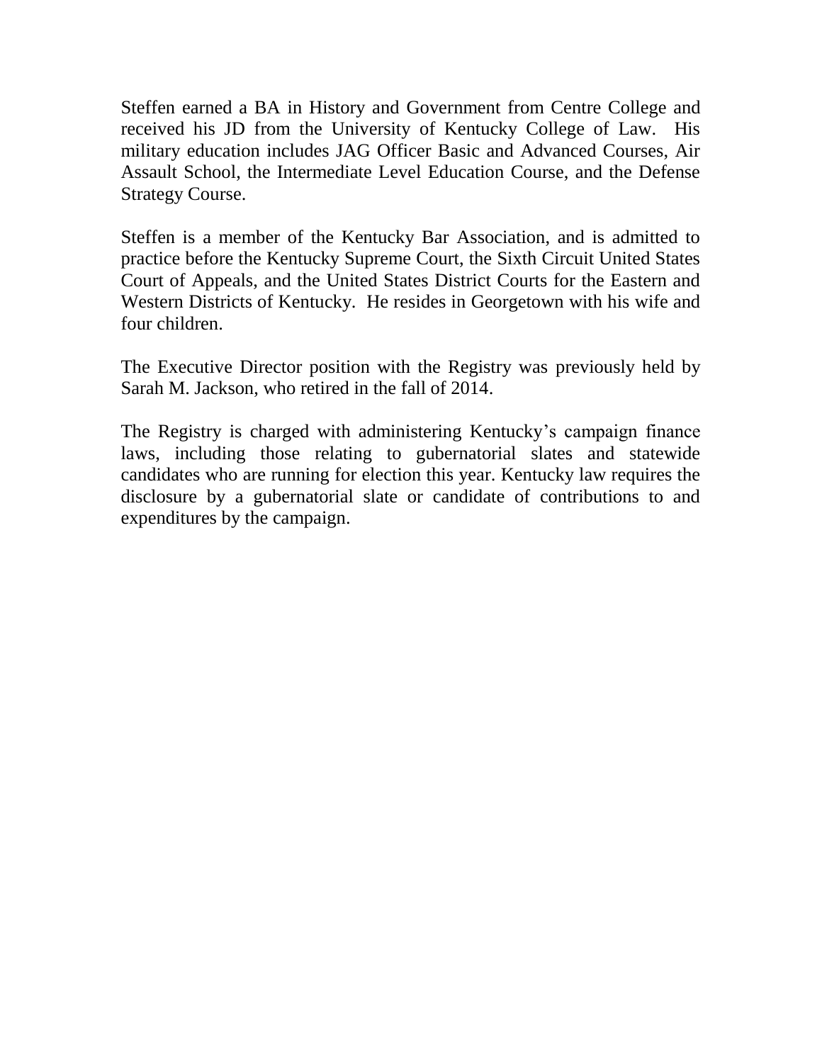Steffen earned a BA in History and Government from Centre College and received his JD from the University of Kentucky College of Law. His military education includes JAG Officer Basic and Advanced Courses, Air Assault School, the Intermediate Level Education Course, and the Defense Strategy Course.

Steffen is a member of the Kentucky Bar Association, and is admitted to practice before the Kentucky Supreme Court, the Sixth Circuit United States Court of Appeals, and the United States District Courts for the Eastern and Western Districts of Kentucky. He resides in Georgetown with his wife and four children.

The Executive Director position with the Registry was previously held by Sarah M. Jackson, who retired in the fall of 2014.

The Registry is charged with administering Kentucky's campaign finance laws, including those relating to gubernatorial slates and statewide candidates who are running for election this year. Kentucky law requires the disclosure by a gubernatorial slate or candidate of contributions to and expenditures by the campaign.